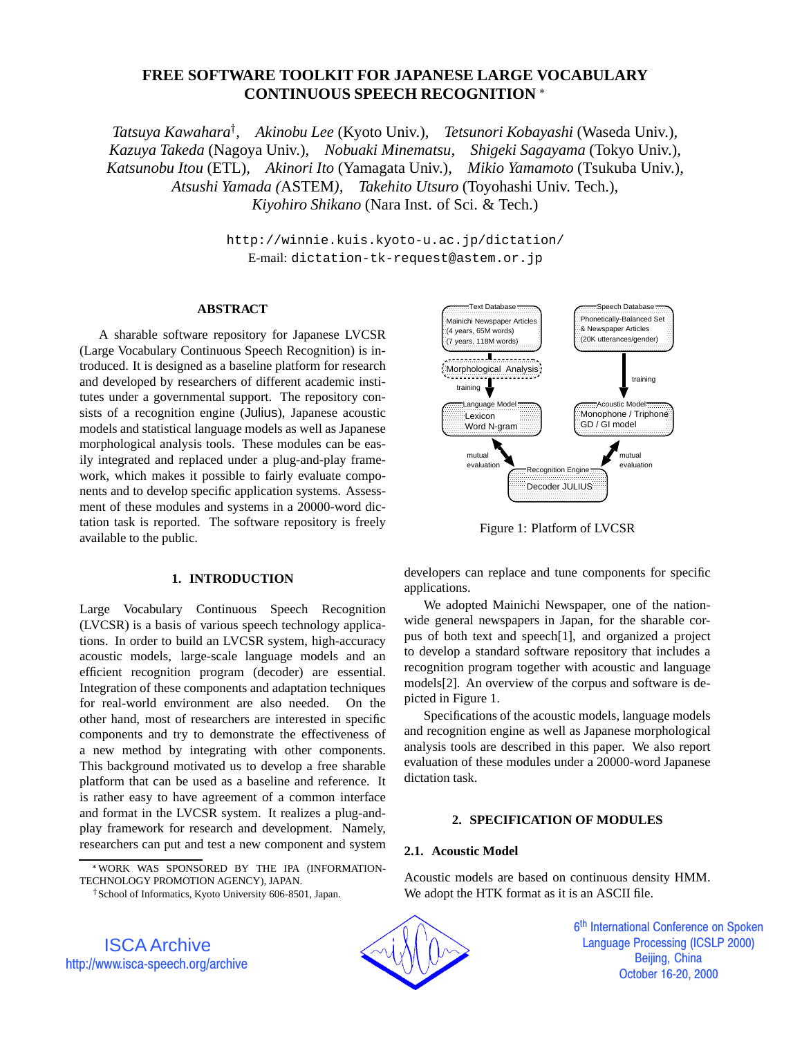# FREE SOFTWARE TOOLKIT FOR JAPANESE LARGE VOCABULARY CONTINUOUS SPEECH RECOGNITION *

*Tatsuya Kawahara*†, *Akinobu Lee* (Kyoto Univ.), *Tetsunori Kobayashi* (Waseda Univ.), *Kazuya Takeda* (Nagoya Univ.), *Nobuaki Minematsu*, *Shigeki Sagayama* (Tokyo Univ.), *Katsunobu Itou* (ETL), *Akinori Ito* (Yamagata Univ.), *Mikio Yamamoto* (Tsukuba Univ.), *Atsushi Yamada* (ASTEM), *Takehito Utsuro* (Toyohashi Univ. Tech.), *Kiyohiro Shikano* (Nara Inst. of Sci. & Tech.)

http://winnie.kuis.kyoto-u.ac.jp/dictation/
E-mail: dictation-tk-request@astem.or.jp

## ABSTRACT

A sharable software repository for Japanese LVCSR (Large Vocabulary Continuous Speech Recognition) is introduced. It is designed as a baseline platform for research and developed by researchers of different academic institutes under a governmental support. The repository consists of a recognition engine (Julius), Japanese acoustic models and statistical language models as well as Japanese morphological analysis tools. These modules can be easily integrated and replaced under a plug-and-play framework, which makes it possible to fairly evaluate components and to develop specific application systems. Assessment of these modules and systems in a 20000-word dictation task is reported. The software repository is freely available to the public.

## 1. INTRODUCTION

Large Vocabulary Continuous Speech Recognition (LVCSR) is a basis of various speech technology applications. In order to build an LVCSR system, high-accuracy acoustic models, large-scale language models and an efficient recognition program (decoder) are essential. Integration of these components and adaptation techniques for real-world environment are also needed. On the other hand, most of researchers are interested in specific components and try to demonstrate the effectiveness of a new method by integrating with other components. This background motivated us to develop a free sharable platform that can be used as a baseline and reference. It is rather easy to have agreement of a common interface and format in the LVCSR system. It realizes a plug-and-play framework for research and development. Namely, researchers can put and test a new component and system developers can replace and tune components for specific applications.

Text Database: Mainichi Newspaper Articles (4 years, 65M words) (7 years, 118M words) → Morphological Analysis → training → Language Model: Lexicon, Word N-gram
Speech Database: Phonetically-Balanced Set & Newspaper Articles (20K utterances/gender) → training → Acoustic Model: Monophone / Triphone, GD / GI model
Language Model ↔ mutual evaluation ↔ Recognition Engine: Decoder JULIUS ↔ mutual evaluation ↔ Acoustic Model

Figure 1: Platform of LVCSR

We adopted Mainichi Newspaper, one of the nation-wide general newspapers in Japan, for the sharable corpus of both text and speech[1], and organized a project to develop a standard software repository that includes a recognition program together with acoustic and language models[2]. An overview of the corpus and software is depicted in Figure 1.

Specifications of the acoustic models, language models and recognition engine as well as Japanese morphological analysis tools are described in this paper. We also report evaluation of these modules under a 20000-word Japanese dictation task.

## 2. SPECIFICATION OF MODULES

### 2.1. Acoustic Model

Acoustic models are based on continuous density HMM. We adopt the HTK format as it is an ASCII file.

*WORK WAS SPONSORED BY THE IPA (INFORMATION-TECHNOLOGY PROMOTION AGENCY), JAPAN.

†School of Informatics, Kyoto University 606-8501, Japan.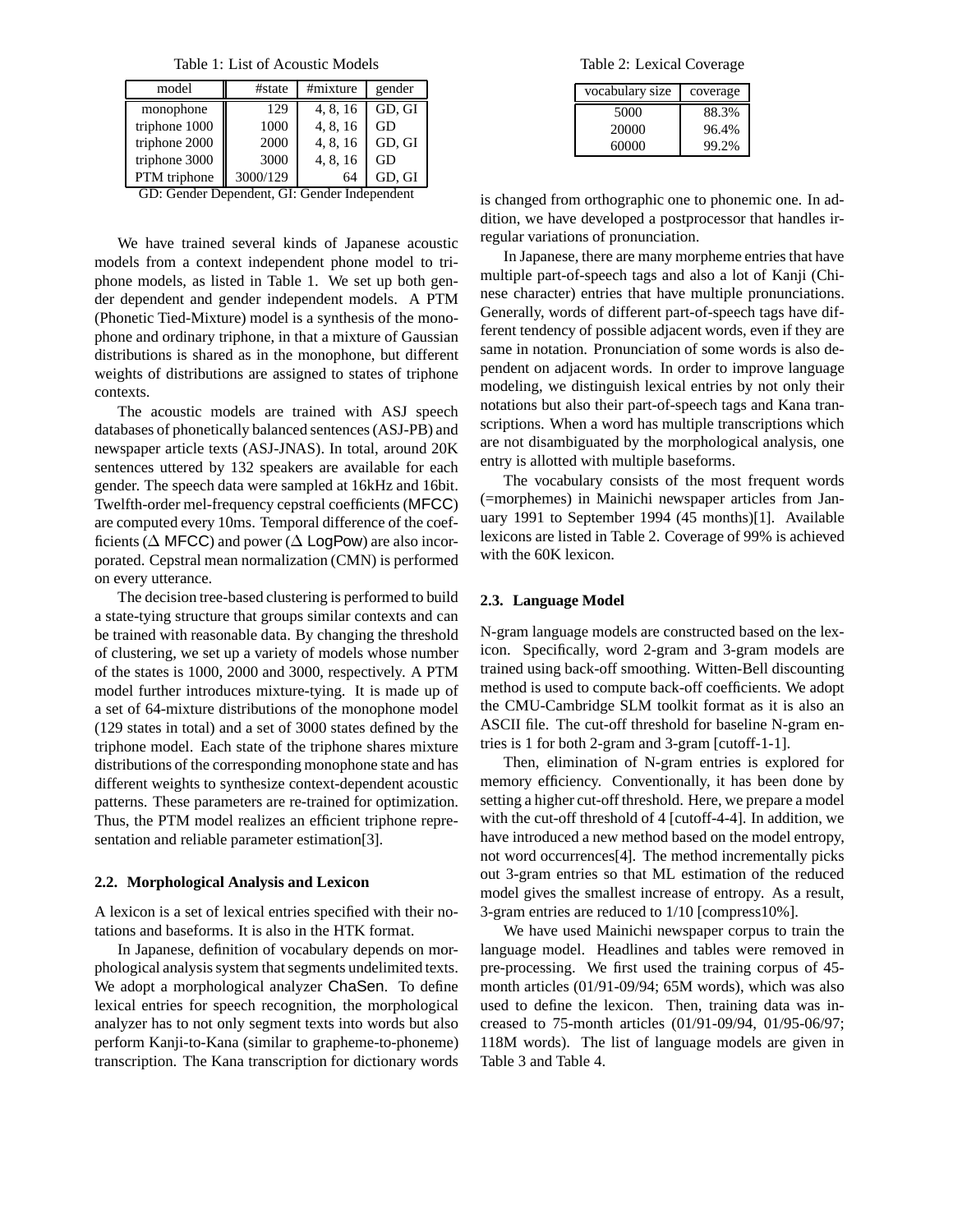Table 1: List of Acoustic Models

| model | #state | #mixture | gender |
|---|---|---|---|
| monophone | 129 | 4, 8, 16 | GD, GI |
| triphone 1000 | 1000 | 4, 8, 16 | GD |
| triphone 2000 | 2000 | 4, 8, 16 | GD, GI |
| triphone 3000 | 3000 | 4, 8, 16 | GD |
| PTM triphone | 3000/129 | 64 | GD, GI |

GD: Gender Dependent, GI: Gender Independent

We have trained several kinds of Japanese acoustic models from a context independent phone model to triphone models, as listed in Table 1. We set up both gender dependent and gender independent models. A PTM (Phonetic Tied-Mixture) model is a synthesis of the monophone and ordinary triphone, in that a mixture of Gaussian distributions is shared as in the monophone, but different weights of distributions are assigned to states of triphone contexts.

The acoustic models are trained with ASJ speech databases of phonetically balanced sentences (ASJ-PB) and newspaper article texts (ASJ-JNAS). In total, around 20K sentences uttered by 132 speakers are available for each gender. The speech data were sampled at 16kHz and 16bit. Twelfth-order mel-frequency cepstral coefficients (MFCC) are computed every 10ms. Temporal difference of the coefficients ($\Delta$ MFCC) and power ($\Delta$ LogPow) are also incorporated. Cepstral mean normalization (CMN) is performed on every utterance.

The decision tree-based clustering is performed to build a state-tying structure that groups similar contexts and can be trained with reasonable data. By changing the threshold of clustering, we set up a variety of models whose number of the states is 1000, 2000 and 3000, respectively. A PTM model further introduces mixture-tying. It is made up of a set of 64-mixture distributions of the monophone model (129 states in total) and a set of 3000 states defined by the triphone model. Each state of the triphone shares mixture distributions of the corresponding monophone state and has different weights to synthesize context-dependent acoustic patterns. These parameters are re-trained for optimization. Thus, the PTM model realizes an efficient triphone representation and reliable parameter estimation[3].

### 2.2. Morphological Analysis and Lexicon

A lexicon is a set of lexical entries specified with their notations and baseforms. It is also in the HTK format.

In Japanese, definition of vocabulary depends on morphological analysis system that segments undelimited texts. We adopt a morphological analyzer ChaSen. To define lexical entries for speech recognition, the morphological analyzer has to not only segment texts into words but also perform Kanji-to-Kana (similar to grapheme-to-phoneme) transcription. The Kana transcription for dictionary words is changed from orthographic one to phonemic one. In addition, we have developed a postprocessor that handles irregular variations of pronunciation.

In Japanese, there are many morpheme entries that have multiple part-of-speech tags and also a lot of Kanji (Chinese character) entries that have multiple pronunciations. Generally, words of different part-of-speech tags have different tendency of possible adjacent words, even if they are same in notation. Pronunciation of some words is also dependent on adjacent words. In order to improve language modeling, we distinguish lexical entries by not only their notations but also their part-of-speech tags and Kana transcriptions. When a word has multiple transcriptions which are not disambiguated by the morphological analysis, one entry is allotted with multiple baseforms.

The vocabulary consists of the most frequent words (=morphemes) in Mainichi newspaper articles from January 1991 to September 1994 (45 months)[1]. Available lexicons are listed in Table 2. Coverage of 99% is achieved with the 60K lexicon.

Table 2: Lexical Coverage

| vocabulary size | coverage |
|---|---|
| 5000 | 88.3% |
| 20000 | 96.4% |
| 60000 | 99.2% |

### 2.3. Language Model

N-gram language models are constructed based on the lexicon. Specifically, word 2-gram and 3-gram models are trained using back-off smoothing. Witten-Bell discounting method is used to compute back-off coefficients. We adopt the CMU-Cambridge SLM toolkit format as it is also an ASCII file. The cut-off threshold for baseline N-gram entries is 1 for both 2-gram and 3-gram [cutoff-1-1].

Then, elimination of N-gram entries is explored for memory efficiency. Conventionally, it has been done by setting a higher cut-off threshold. Here, we prepare a model with the cut-off threshold of 4 [cutoff-4-4]. In addition, we have introduced a new method based on the model entropy, not word occurrences[4]. The method incrementally picks out 3-gram entries so that ML estimation of the reduced model gives the smallest increase of entropy. As a result, 3-gram entries are reduced to 1/10 [compress10%].

We have used Mainichi newspaper corpus to train the language model. Headlines and tables were removed in pre-processing. We first used the training corpus of 45-month articles (01/91-09/94; 65M words), which was also used to define the lexicon. Then, training data was increased to 75-month articles (01/91-09/94, 01/95-06/97; 118M words). The list of language models are given in Table 3 and Table 4.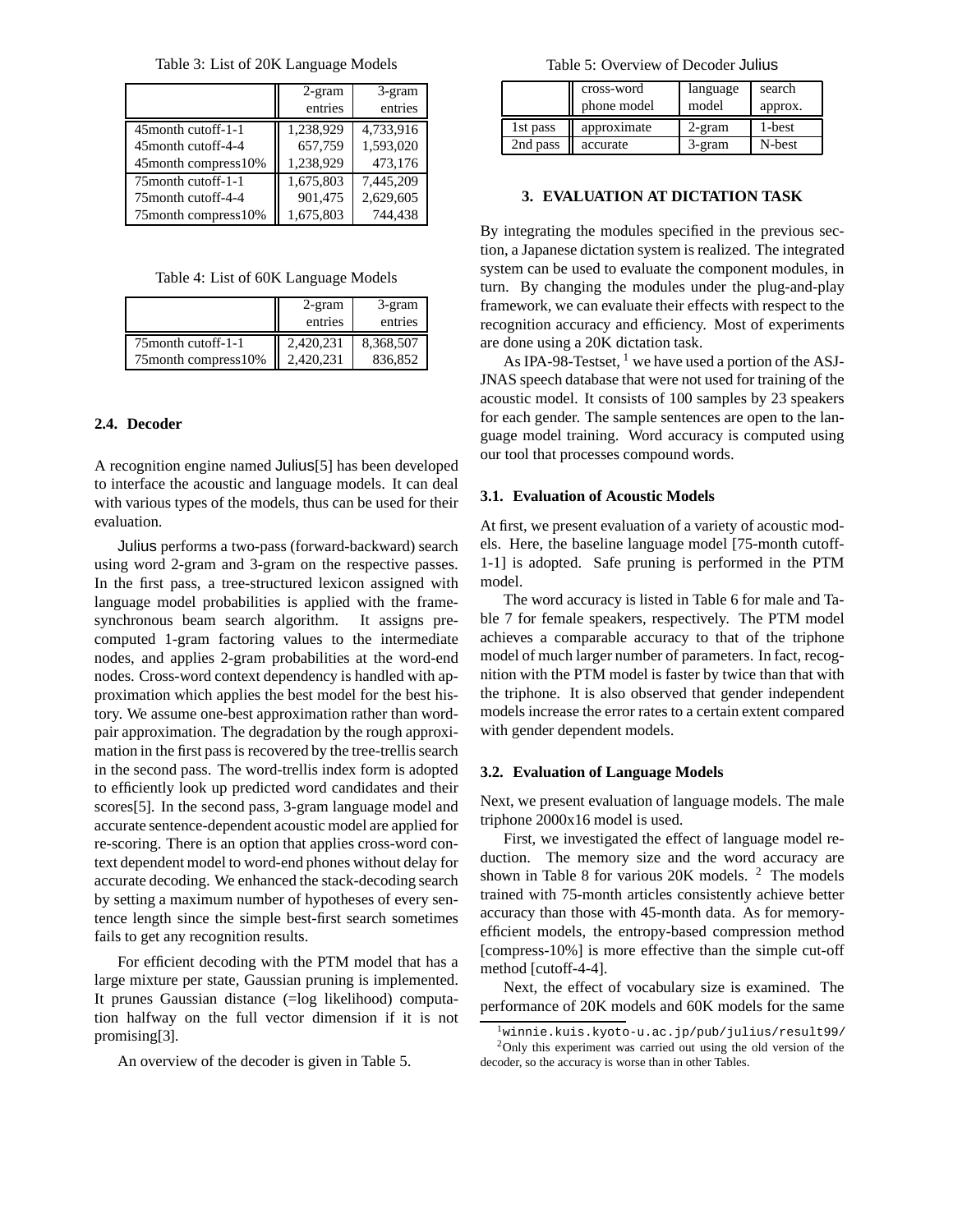Table 3: List of 20K Language Models

| | 2-gram entries | 3-gram entries |
|---|---|---|
| 45month cutoff-1-1 | 1,238,929 | 4,733,916 |
| 45month cutoff-4-4 | 657,759 | 1,593,020 |
| 45month compress10% | 1,238,929 | 473,176 |
| 75month cutoff-1-1 | 1,675,803 | 7,445,209 |
| 75month cutoff-4-4 | 901,475 | 2,629,605 |
| 75month compress10% | 1,675,803 | 744,438 |

Table 4: List of 60K Language Models

| | 2-gram entries | 3-gram entries |
|---|---|---|
| 75month cutoff-1-1 | 2,420,231 | 8,368,507 |
| 75month compress10% | 2,420,231 | 836,852 |

### 2.4. Decoder

A recognition engine named Julius[5] has been developed to interface the acoustic and language models. It can deal with various types of the models, thus can be used for their evaluation.

Julius performs a two-pass (forward-backward) search using word 2-gram and 3-gram on the respective passes. In the first pass, a tree-structured lexicon assigned with language model probabilities is applied with the frame-synchronous beam search algorithm. It assigns pre-computed 1-gram factoring values to the intermediate nodes, and applies 2-gram probabilities at the word-end nodes. Cross-word context dependency is handled with approximation which applies the best model for the best history. We assume one-best approximation rather than word-pair approximation. The degradation by the rough approximation in the first pass is recovered by the tree-trellis search in the second pass. The word-trellis index form is adopted to efficiently look up predicted word candidates and their scores[5]. In the second pass, 3-gram language model and accurate sentence-dependent acoustic model are applied for re-scoring. There is an option that applies cross-word context dependent model to word-end phones without delay for accurate decoding. We enhanced the stack-decoding search by setting a maximum number of hypotheses of every sentence length since the simple best-first search sometimes fails to get any recognition results.

For efficient decoding with the PTM model that has a large mixture per state, Gaussian pruning is implemented. It prunes Gaussian distance (=log likelihood) computation halfway on the full vector dimension if it is not promising[3].

An overview of the decoder is given in Table 5.

Table 5: Overview of Decoder Julius

| | cross-word phone model | language model | search approx. |
|---|---|---|---|
| 1st pass | approximate | 2-gram | 1-best |
| 2nd pass | accurate | 3-gram | N-best |

## 3. EVALUATION AT DICTATION TASK

By integrating the modules specified in the previous section, a Japanese dictation system is realized. The integrated system can be used to evaluate the component modules, in turn. By changing the modules under the plug-and-play framework, we can evaluate their effects with respect to the recognition accuracy and efficiency. Most of experiments are done using a 20K dictation task.

As IPA-98-Testset, [1] we have used a portion of the ASJ-JNAS speech database that were not used for training of the acoustic model. It consists of 100 samples by 23 speakers for each gender. The sample sentences are open to the language model training. Word accuracy is computed using our tool that processes compound words.

### 3.1. Evaluation of Acoustic Models

At first, we present evaluation of a variety of acoustic models. Here, the baseline language model [75-month cutoff-1-1] is adopted. Safe pruning is performed in the PTM model.

The word accuracy is listed in Table 6 for male and Table 7 for female speakers, respectively. The PTM model achieves a comparable accuracy to that of the triphone model of much larger number of parameters. In fact, recognition with the PTM model is faster by twice than that with the triphone. It is also observed that gender independent models increase the error rates to a certain extent compared with gender dependent models.

### 3.2. Evaluation of Language Models

Next, we present evaluation of language models. The male triphone 2000x16 model is used.

First, we investigated the effect of language model reduction. The memory size and the word accuracy are shown in Table 8 for various 20K models. [2] The models trained with 75-month articles consistently achieve better accuracy than those with 45-month data. As for memory-efficient models, the entropy-based compression method [compress-10%] is more effective than the simple cut-off method [cutoff-4-4].

Next, the effect of vocabulary size is examined. The performance of 20K models and 60K models for the same

[1] winnie.kuis.kyoto-u.ac.jp/pub/julius/result99/

[2] Only this experiment was carried out using the old version of the decoder, so the accuracy is worse than in other Tables.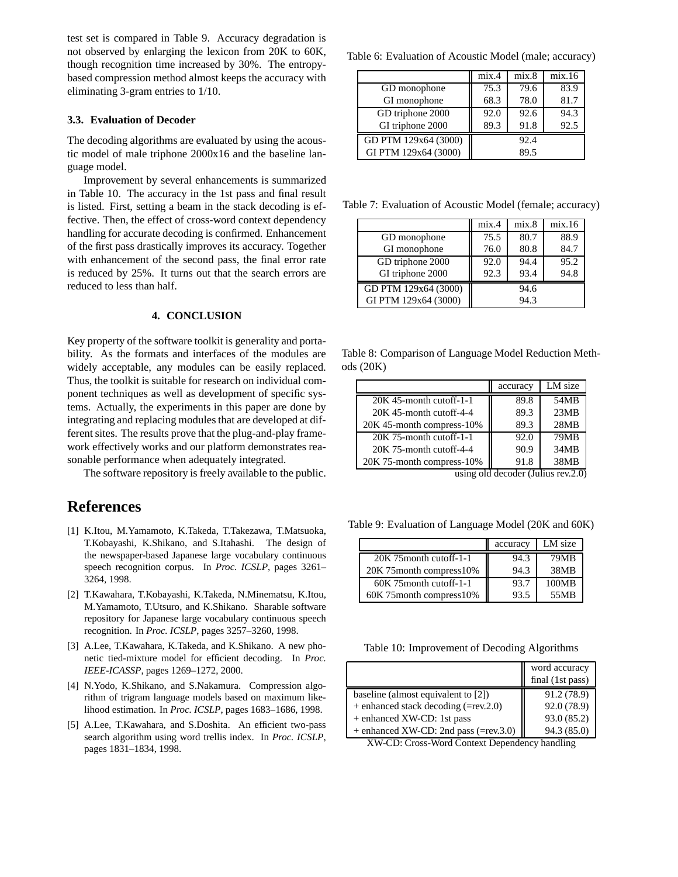test set is compared in Table 9. Accuracy degradation is not observed by enlarging the lexicon from 20K to 60K, though recognition time increased by 30%. The entropy-based compression method almost keeps the accuracy with eliminating 3-gram entries to 1/10.

### 3.3. Evaluation of Decoder

The decoding algorithms are evaluated by using the acoustic model of male triphone 2000x16 and the baseline language model.

Improvement by several enhancements is summarized in Table 10. The accuracy in the 1st pass and final result is listed. First, setting a beam in the stack decoding is effective. Then, the effect of cross-word context dependency handling for accurate decoding is confirmed. Enhancement of the first pass drastically improves its accuracy. Together with enhancement of the second pass, the final error rate is reduced by 25%. It turns out that the search errors are reduced to less than half.

## 4. CONCLUSION

Key property of the software toolkit is generality and portability. As the formats and interfaces of the modules are widely acceptable, any modules can be easily replaced. Thus, the toolkit is suitable for research on individual component techniques as well as development of specific systems. Actually, the experiments in this paper are done by integrating and replacing modules that are developed at different sites. The results prove that the plug-and-play framework effectively works and our platform demonstrates reasonable performance when adequately integrated.

The software repository is freely available to the public.

# References

[1] K.Itou, M.Yamamoto, K.Takeda, T.Takezawa, T.Matsuoka, T.Kobayashi, K.Shikano, and S.Itahashi. The design of the newspaper-based Japanese large vocabulary continuous speech recognition corpus. In *Proc. ICSLP*, pages 3261–3264, 1998.

[2] T.Kawahara, T.Kobayashi, K.Takeda, N.Minematsu, K.Itou, M.Yamamoto, T.Utsuro, and K.Shikano. Sharable software repository for Japanese large vocabulary continuous speech recognition. In *Proc. ICSLP*, pages 3257–3260, 1998.

[3] A.Lee, T.Kawahara, K.Takeda, and K.Shikano. A new phonetic tied-mixture model for efficient decoding. In *Proc. IEEE-ICASSP*, pages 1269–1272, 2000.

[4] N.Yodo, K.Shikano, and S.Nakamura. Compression algorithm of trigram language models based on maximum likelihood estimation. In *Proc. ICSLP*, pages 1683–1686, 1998.

[5] A.Lee, T.Kawahara, and S.Doshita. An efficient two-pass search algorithm using word trellis index. In *Proc. ICSLP*, pages 1831–1834, 1998.

Table 6: Evaluation of Acoustic Model (male; accuracy)

| | mix.4 | mix.8 | mix.16 |
|---|---|---|---|
| GD monophone | 75.3 | 79.6 | 83.9 |
| GI monophone | 68.3 | 78.0 | 81.7 |
| GD triphone 2000 | 92.0 | 92.6 | 94.3 |
| GI triphone 2000 | 89.3 | 91.8 | 92.5 |
| GD PTM 129x64 (3000) | 92.4 | | |
| GI PTM 129x64 (3000) | 89.5 | | |

Table 7: Evaluation of Acoustic Model (female; accuracy)

| | mix.4 | mix.8 | mix.16 |
|---|---|---|---|
| GD monophone | 75.5 | 80.7 | 88.9 |
| GI monophone | 76.0 | 80.8 | 84.7 |
| GD triphone 2000 | 92.0 | 94.4 | 95.2 |
| GI triphone 2000 | 92.3 | 93.4 | 94.8 |
| GD PTM 129x64 (3000) | 94.6 | | |
| GI PTM 129x64 (3000) | 94.3 | | |

Table 8: Comparison of Language Model Reduction Methods (20K)

| | accuracy | LM size |
|---|---|---|
| 20K 45-month cutoff-1-1 | 89.8 | 54MB |
| 20K 45-month cutoff-4-4 | 89.3 | 23MB |
| 20K 45-month compress-10% | 89.3 | 28MB |
| 20K 75-month cutoff-1-1 | 92.0 | 79MB |
| 20K 75-month cutoff-4-4 | 90.9 | 34MB |
| 20K 75-month compress-10% | 91.8 | 38MB |

using old decoder (Julius rev.2.0)

Table 9: Evaluation of Language Model (20K and 60K)

| | accuracy | LM size |
|---|---|---|
| 20K 75month cutoff-1-1 | 94.3 | 79MB |
| 20K 75month compress10% | 94.3 | 38MB |
| 60K 75month cutoff-1-1 | 93.7 | 100MB |
| 60K 75month compress10% | 93.5 | 55MB |

Table 10: Improvement of Decoding Algorithms

| | word accuracy final (1st pass) |
|---|---|
| baseline (almost equivalent to [2]) | 91.2 (78.9) |
| + enhanced stack decoding (=rev.2.0) | 92.0 (78.9) |
| + enhanced XW-CD: 1st pass | 93.0 (85.2) |
| + enhanced XW-CD: 2nd pass (=rev.3.0) | 94.3 (85.0) |

XW-CD: Cross-Word Context Dependency handling